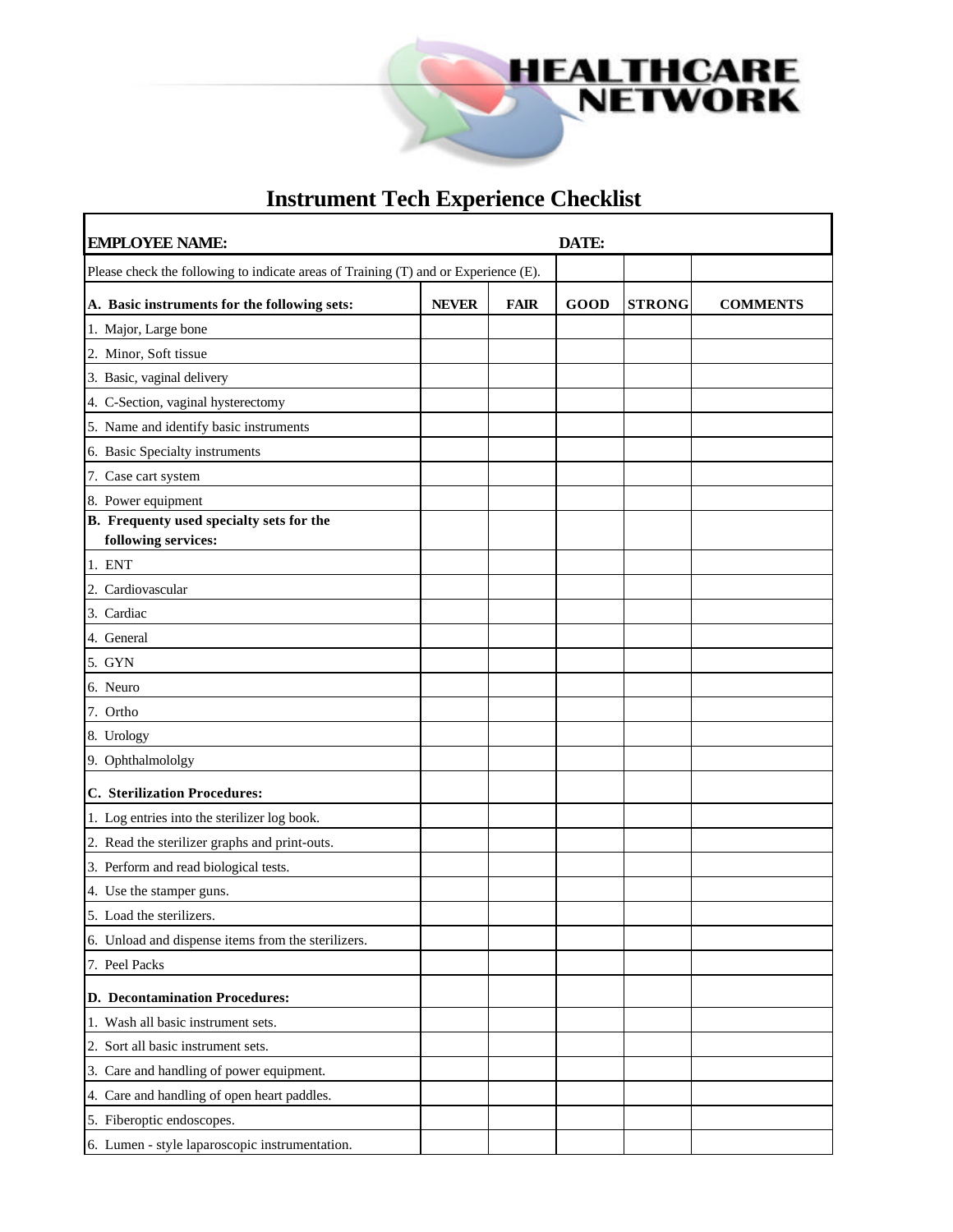HEALTHCARE NETWORK

# Instrument Tech Experience Checklist

| EMPLOYEE NAME: | | | DATE: | | |
|---|---|---|---|---|---|
| Please check the following to indicate areas of Training (T) and or Experience (E). | | | | | |
| **A. Basic instruments for the following sets:** | **NEVER** | **FAIR** | **GOOD** | **STRONG** | **COMMENTS** |
| 1. Major, Large bone | | | | | |
| 2. Minor, Soft tissue | | | | | |
| 3. Basic, vaginal delivery | | | | | |
| 4. C-Section, vaginal hysterectomy | | | | | |
| 5. Name and identify basic instruments | | | | | |
| 6. Basic Specialty instruments | | | | | |
| 7. Case cart system | | | | | |
| 8. Power equipment | | | | | |
| **B. Frequenty used specialty sets for the following services:** | | | | | |
| 1. ENT | | | | | |
| 2. Cardiovascular | | | | | |
| 3. Cardiac | | | | | |
| 4. General | | | | | |
| 5. GYN | | | | | |
| 6. Neuro | | | | | |
| 7. Ortho | | | | | |
| 8. Urology | | | | | |
| 9. Ophthalmololgy | | | | | |
| **C. Sterilization Procedures:** | | | | | |
| 1. Log entries into the sterilizer log book. | | | | | |
| 2. Read the sterilizer graphs and print-outs. | | | | | |
| 3. Perform and read biological tests. | | | | | |
| 4. Use the stamper guns. | | | | | |
| 5. Load the sterilizers. | | | | | |
| 6. Unload and dispense items from the sterilizers. | | | | | |
| 7. Peel Packs | | | | | |
| **D. Decontamination Procedures:** | | | | | |
| 1. Wash all basic instrument sets. | | | | | |
| 2. Sort all basic instrument sets. | | | | | |
| 3. Care and handling of power equipment. | | | | | |
| 4. Care and handling of open heart paddles. | | | | | |
| 5. Fiberoptic endoscopes. | | | | | |
| 6. Lumen - style laparoscopic instrumentation. | | | | | |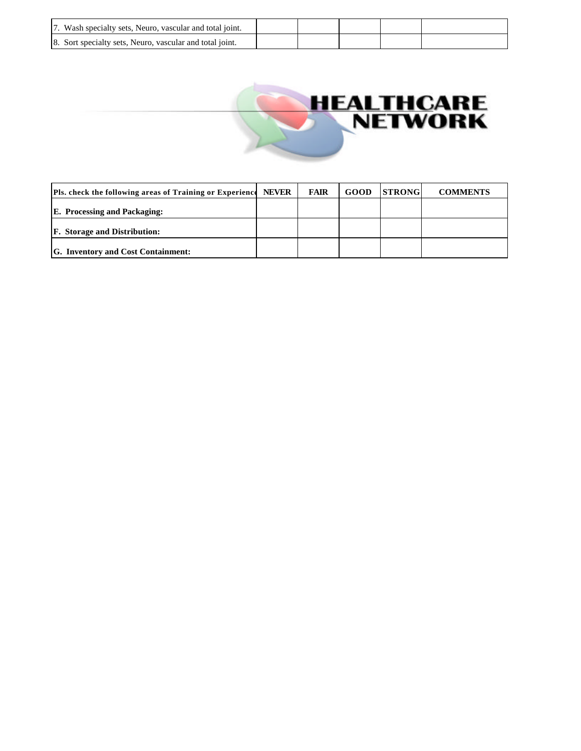| | | | | | |
|---|---|---|---|---|---|
| 7. Wash specialty sets, Neuro, vascular and total joint. | | | | | |
| 8. Sort specialty sets, Neuro, vascular and total joint. | | | | | |

HEALTHCARE NETWORK

| Pls. check the following areas of Training or Experience | NEVER | FAIR | GOOD | STRONG | COMMENTS |
|---|---|---|---|---|---|
| **E. Processing and Packaging:** | | | | | |
| **F. Storage and Distribution:** | | | | | |
| **G. Inventory and Cost Containment:** | | | | | |